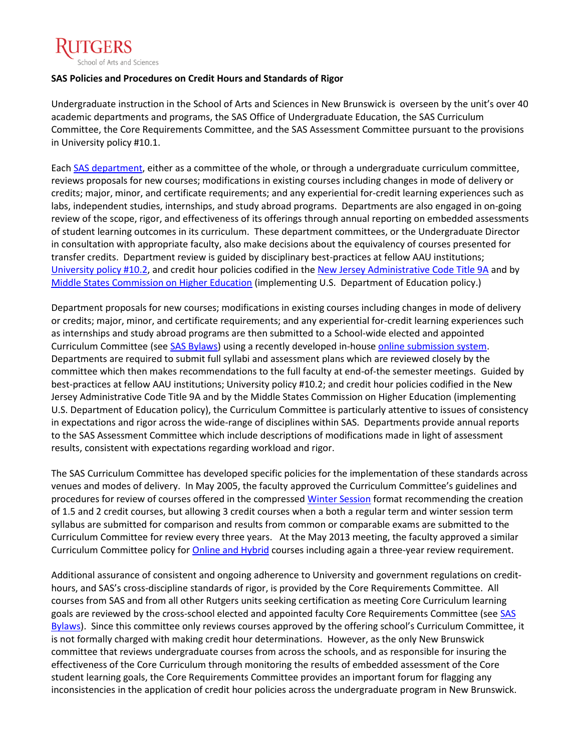RUTGERS
School of Arts and Sciences

**SAS Policies and Procedures on Credit Hours and Standards of Rigor**

Undergraduate instruction in the School of Arts and Sciences in New Brunswick is overseen by the unit's over 40 academic departments and programs, the SAS Office of Undergraduate Education, the SAS Curriculum Committee, the Core Requirements Committee, and the SAS Assessment Committee pursuant to the provisions in University policy #10.1.

Each SAS department, either as a committee of the whole, or through a undergraduate curriculum committee, reviews proposals for new courses; modifications in existing courses including changes in mode of delivery or credits; major, minor, and certificate requirements; and any experiential for-credit learning experiences such as labs, independent studies, internships, and study abroad programs. Departments are also engaged in on-going review of the scope, rigor, and effectiveness of its offerings through annual reporting on embedded assessments of student learning outcomes in its curriculum. These department committees, or the Undergraduate Director in consultation with appropriate faculty, also make decisions about the equivalency of courses presented for transfer credits. Department review is guided by disciplinary best-practices at fellow AAU institutions; University policy #10.2, and credit hour policies codified in the New Jersey Administrative Code Title 9A and by Middle States Commission on Higher Education (implementing U.S. Department of Education policy.)

Department proposals for new courses; modifications in existing courses including changes in mode of delivery or credits; major, minor, and certificate requirements; and any experiential for-credit learning experiences such as internships and study abroad programs are then submitted to a School-wide elected and appointed Curriculum Committee (see SAS Bylaws) using a recently developed in-house online submission system. Departments are required to submit full syllabi and assessment plans which are reviewed closely by the committee which then makes recommendations to the full faculty at end-of-the semester meetings. Guided by best-practices at fellow AAU institutions; University policy #10.2; and credit hour policies codified in the New Jersey Administrative Code Title 9A and by the Middle States Commission on Higher Education (implementing U.S. Department of Education policy), the Curriculum Committee is particularly attentive to issues of consistency in expectations and rigor across the wide-range of disciplines within SAS. Departments provide annual reports to the SAS Assessment Committee which include descriptions of modifications made in light of assessment results, consistent with expectations regarding workload and rigor.

The SAS Curriculum Committee has developed specific policies for the implementation of these standards across venues and modes of delivery. In May 2005, the faculty approved the Curriculum Committee's guidelines and procedures for review of courses offered in the compressed Winter Session format recommending the creation of 1.5 and 2 credit courses, but allowing 3 credit courses when a both a regular term and winter session term syllabus are submitted for comparison and results from common or comparable exams are submitted to the Curriculum Committee for review every three years. At the May 2013 meeting, the faculty approved a similar Curriculum Committee policy for Online and Hybrid courses including again a three-year review requirement.

Additional assurance of consistent and ongoing adherence to University and government regulations on credit-hours, and SAS's cross-discipline standards of rigor, is provided by the Core Requirements Committee. All courses from SAS and from all other Rutgers units seeking certification as meeting Core Curriculum learning goals are reviewed by the cross-school elected and appointed faculty Core Requirements Committee (see SAS Bylaws). Since this committee only reviews courses approved by the offering school's Curriculum Committee, it is not formally charged with making credit hour determinations. However, as the only New Brunswick committee that reviews undergraduate courses from across the schools, and as responsible for insuring the effectiveness of the Core Curriculum through monitoring the results of embedded assessment of the Core student learning goals, the Core Requirements Committee provides an important forum for flagging any inconsistencies in the application of credit hour policies across the undergraduate program in New Brunswick.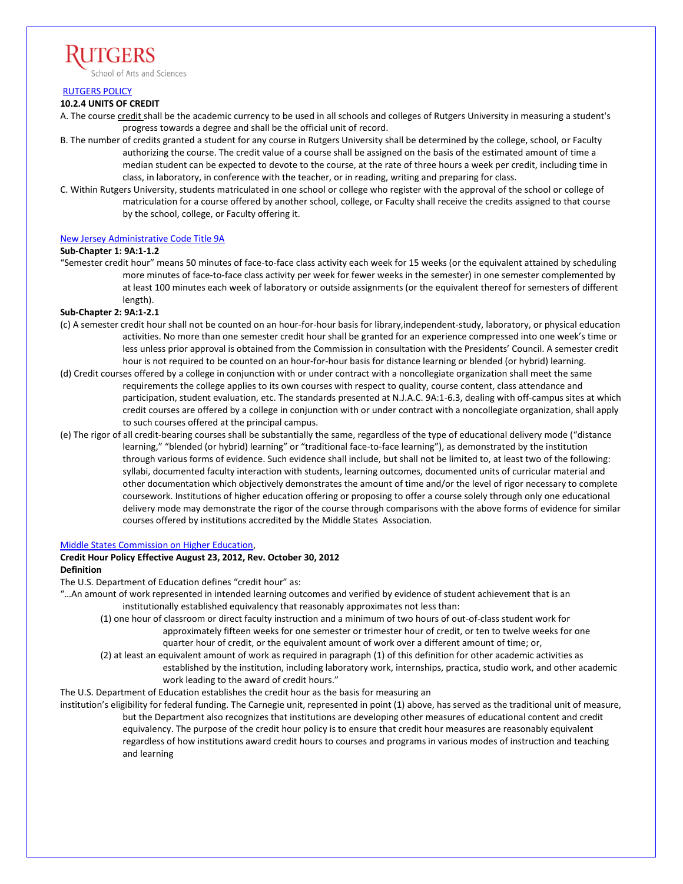RUTGERS
School of Arts and Sciences

RUTGERS POLICY

**10.2.4 UNITS OF CREDIT**

A. The course credit shall be the academic currency to be used in all schools and colleges of Rutgers University in measuring a student's progress towards a degree and shall be the official unit of record.

B. The number of credits granted a student for any course in Rutgers University shall be determined by the college, school, or Faculty authorizing the course. The credit value of a course shall be assigned on the basis of the estimated amount of time a median student can be expected to devote to the course, at the rate of three hours a week per credit, including time in class, in laboratory, in conference with the teacher, or in reading, writing and preparing for class.

C. Within Rutgers University, students matriculated in one school or college who register with the approval of the school or college of matriculation for a course offered by another school, college, or Faculty shall receive the credits assigned to that course by the school, college, or Faculty offering it.

New Jersey Administrative Code Title 9A

**Sub-Chapter 1: 9A:1-1.2**

"Semester credit hour" means 50 minutes of face-to-face class activity each week for 15 weeks (or the equivalent attained by scheduling more minutes of face-to-face class activity per week for fewer weeks in the semester) in one semester complemented by at least 100 minutes each week of laboratory or outside assignments (or the equivalent thereof for semesters of different length).

**Sub-Chapter 2: 9A:1-2.1**

(c) A semester credit hour shall not be counted on an hour-for-hour basis for library,independent-study, laboratory, or physical education activities. No more than one semester credit hour shall be granted for an experience compressed into one week's time or less unless prior approval is obtained from the Commission in consultation with the Presidents' Council. A semester credit hour is not required to be counted on an hour-for-hour basis for distance learning or blended (or hybrid) learning.

(d) Credit courses offered by a college in conjunction with or under contract with a noncollegiate organization shall meet the same requirements the college applies to its own courses with respect to quality, course content, class attendance and participation, student evaluation, etc. The standards presented at N.J.A.C. 9A:1-6.3, dealing with off-campus sites at which credit courses are offered by a college in conjunction with or under contract with a noncollegiate organization, shall apply to such courses offered at the principal campus.

(e) The rigor of all credit-bearing courses shall be substantially the same, regardless of the type of educational delivery mode ("distance learning," "blended (or hybrid) learning" or "traditional face-to-face learning"), as demonstrated by the institution through various forms of evidence. Such evidence shall include, but shall not be limited to, at least two of the following: syllabi, documented faculty interaction with students, learning outcomes, documented units of curricular material and other documentation which objectively demonstrates the amount of time and/or the level of rigor necessary to complete coursework. Institutions of higher education offering or proposing to offer a course solely through only one educational delivery mode may demonstrate the rigor of the course through comparisons with the above forms of evidence for similar courses offered by institutions accredited by the Middle States Association.

Middle States Commission on Higher Education,

**Credit Hour Policy Effective August 23, 2012, Rev. October 30, 2012**

**Definition**

The U.S. Department of Education defines "credit hour" as:

"…An amount of work represented in intended learning outcomes and verified by evidence of student achievement that is an institutionally established equivalency that reasonably approximates not less than:

(1) one hour of classroom or direct faculty instruction and a minimum of two hours of out-of-class student work for approximately fifteen weeks for one semester or trimester hour of credit, or ten to twelve weeks for one quarter hour of credit, or the equivalent amount of work over a different amount of time; or,

(2) at least an equivalent amount of work as required in paragraph (1) of this definition for other academic activities as established by the institution, including laboratory work, internships, practica, studio work, and other academic work leading to the award of credit hours."

The U.S. Department of Education establishes the credit hour as the basis for measuring an institution's eligibility for federal funding. The Carnegie unit, represented in point (1) above, has served as the traditional unit of measure, but the Department also recognizes that institutions are developing other measures of educational content and credit equivalency. The purpose of the credit hour policy is to ensure that credit hour measures are reasonably equivalent regardless of how institutions award credit hours to courses and programs in various modes of instruction and teaching and learning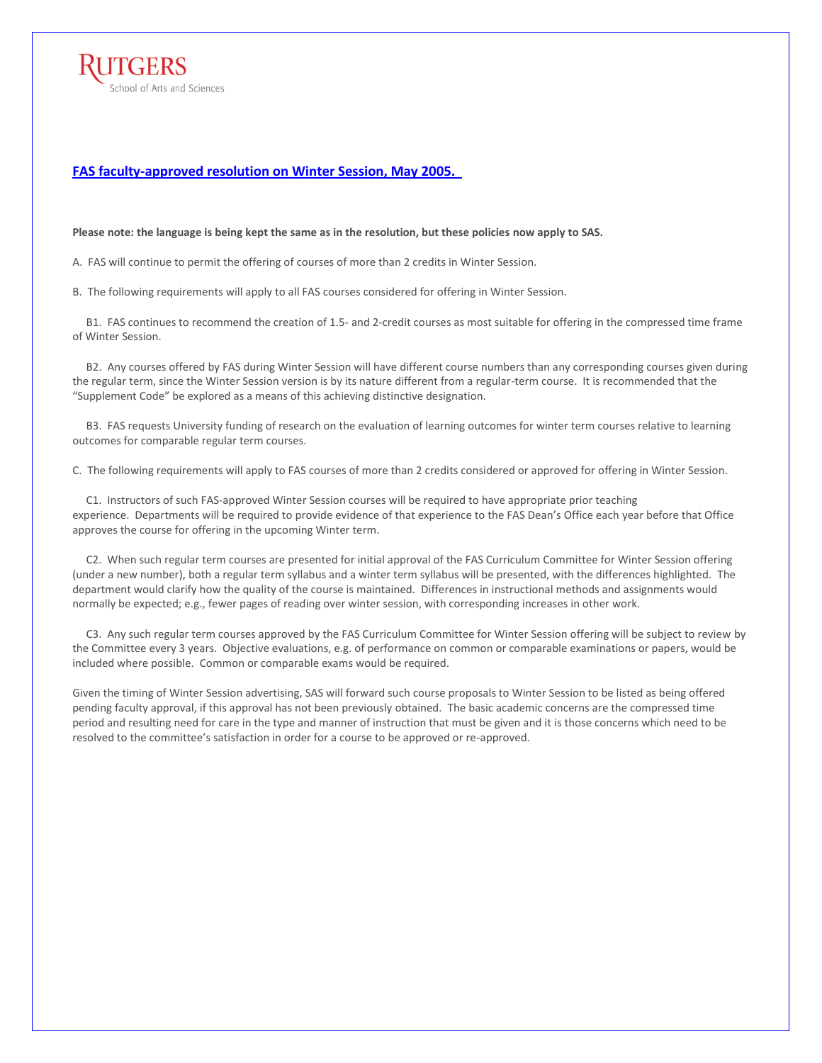Rutgers
School of Arts and Sciences

## FAS faculty-approved resolution on Winter Session, May 2005.

**Please note: the language is being kept the same as in the resolution, but these policies now apply to SAS.**

A. FAS will continue to permit the offering of courses of more than 2 credits in Winter Session.

B. The following requirements will apply to all FAS courses considered for offering in Winter Session.

B1. FAS continues to recommend the creation of 1.5- and 2-credit courses as most suitable for offering in the compressed time frame of Winter Session.

B2. Any courses offered by FAS during Winter Session will have different course numbers than any corresponding courses given during the regular term, since the Winter Session version is by its nature different from a regular-term course. It is recommended that the "Supplement Code" be explored as a means of this achieving distinctive designation.

B3. FAS requests University funding of research on the evaluation of learning outcomes for winter term courses relative to learning outcomes for comparable regular term courses.

C. The following requirements will apply to FAS courses of more than 2 credits considered or approved for offering in Winter Session.

C1. Instructors of such FAS-approved Winter Session courses will be required to have appropriate prior teaching experience. Departments will be required to provide evidence of that experience to the FAS Dean's Office each year before that Office approves the course for offering in the upcoming Winter term.

C2. When such regular term courses are presented for initial approval of the FAS Curriculum Committee for Winter Session offering (under a new number), both a regular term syllabus and a winter term syllabus will be presented, with the differences highlighted. The department would clarify how the quality of the course is maintained. Differences in instructional methods and assignments would normally be expected; e.g., fewer pages of reading over winter session, with corresponding increases in other work.

C3. Any such regular term courses approved by the FAS Curriculum Committee for Winter Session offering will be subject to review by the Committee every 3 years. Objective evaluations, e.g. of performance on common or comparable examinations or papers, would be included where possible. Common or comparable exams would be required.

Given the timing of Winter Session advertising, SAS will forward such course proposals to Winter Session to be listed as being offered pending faculty approval, if this approval has not been previously obtained. The basic academic concerns are the compressed time period and resulting need for care in the type and manner of instruction that must be given and it is those concerns which need to be resolved to the committee's satisfaction in order for a course to be approved or re-approved.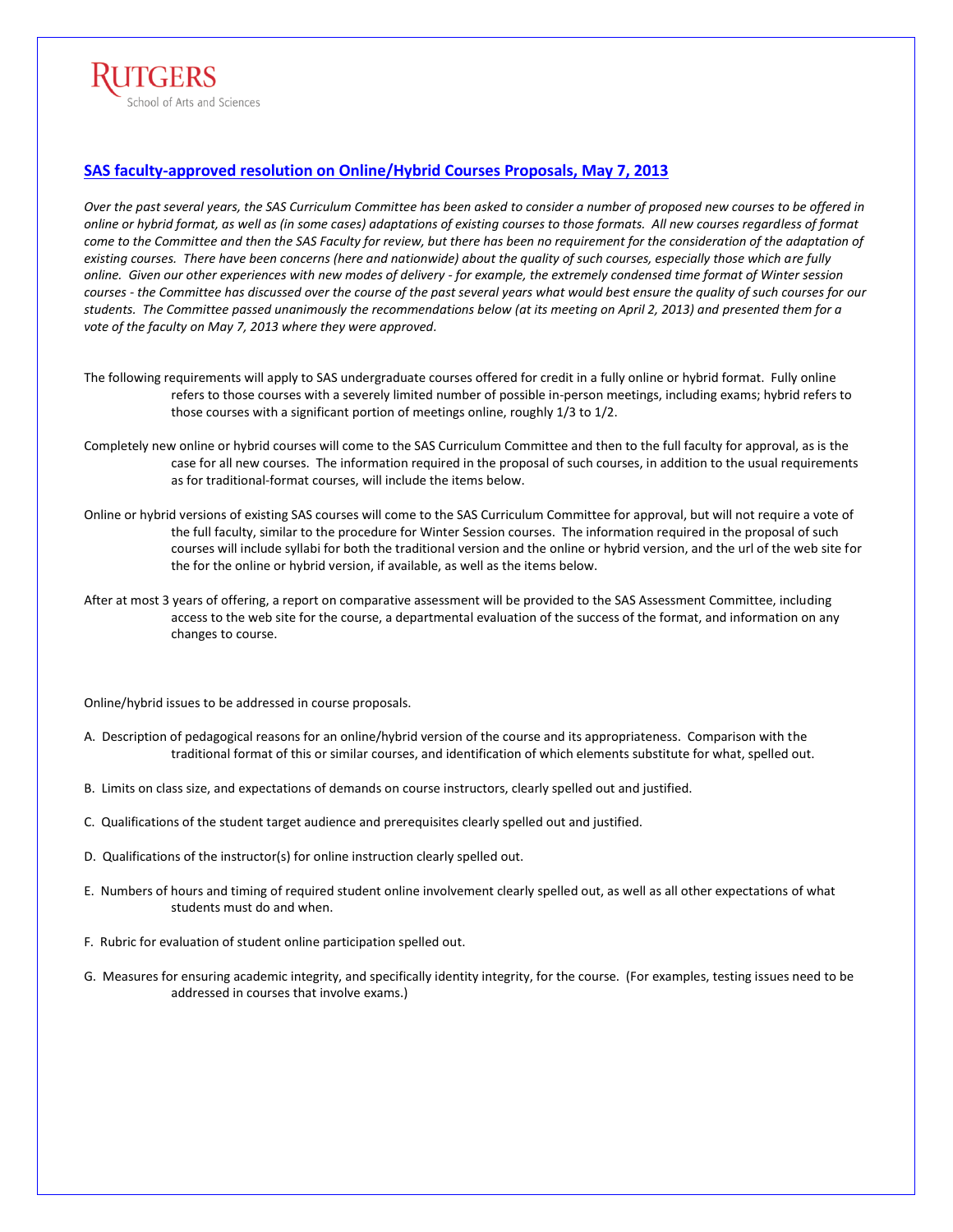RUTGERS
School of Arts and Sciences

## SAS faculty-approved resolution on Online/Hybrid Courses Proposals, May 7, 2013

*Over the past several years, the SAS Curriculum Committee has been asked to consider a number of proposed new courses to be offered in online or hybrid format, as well as (in some cases) adaptations of existing courses to those formats. All new courses regardless of format come to the Committee and then the SAS Faculty for review, but there has been no requirement for the consideration of the adaptation of existing courses. There have been concerns (here and nationwide) about the quality of such courses, especially those which are fully online. Given our other experiences with new modes of delivery - for example, the extremely condensed time format of Winter session courses - the Committee has discussed over the course of the past several years what would best ensure the quality of such courses for our students. The Committee passed unanimously the recommendations below (at its meeting on April 2, 2013) and presented them for a vote of the faculty on May 7, 2013 where they were approved.*

The following requirements will apply to SAS undergraduate courses offered for credit in a fully online or hybrid format. Fully online refers to those courses with a severely limited number of possible in-person meetings, including exams; hybrid refers to those courses with a significant portion of meetings online, roughly 1/3 to 1/2.

Completely new online or hybrid courses will come to the SAS Curriculum Committee and then to the full faculty for approval, as is the case for all new courses. The information required in the proposal of such courses, in addition to the usual requirements as for traditional-format courses, will include the items below.

Online or hybrid versions of existing SAS courses will come to the SAS Curriculum Committee for approval, but will not require a vote of the full faculty, similar to the procedure for Winter Session courses. The information required in the proposal of such courses will include syllabi for both the traditional version and the online or hybrid version, and the url of the web site for the for the online or hybrid version, if available, as well as the items below.

After at most 3 years of offering, a report on comparative assessment will be provided to the SAS Assessment Committee, including access to the web site for the course, a departmental evaluation of the success of the format, and information on any changes to course.

Online/hybrid issues to be addressed in course proposals.

A. Description of pedagogical reasons for an online/hybrid version of the course and its appropriateness. Comparison with the traditional format of this or similar courses, and identification of which elements substitute for what, spelled out.

B. Limits on class size, and expectations of demands on course instructors, clearly spelled out and justified.

C. Qualifications of the student target audience and prerequisites clearly spelled out and justified.

D. Qualifications of the instructor(s) for online instruction clearly spelled out.

E. Numbers of hours and timing of required student online involvement clearly spelled out, as well as all other expectations of what students must do and when.

F. Rubric for evaluation of student online participation spelled out.

G. Measures for ensuring academic integrity, and specifically identity integrity, for the course. (For examples, testing issues need to be addressed in courses that involve exams.)